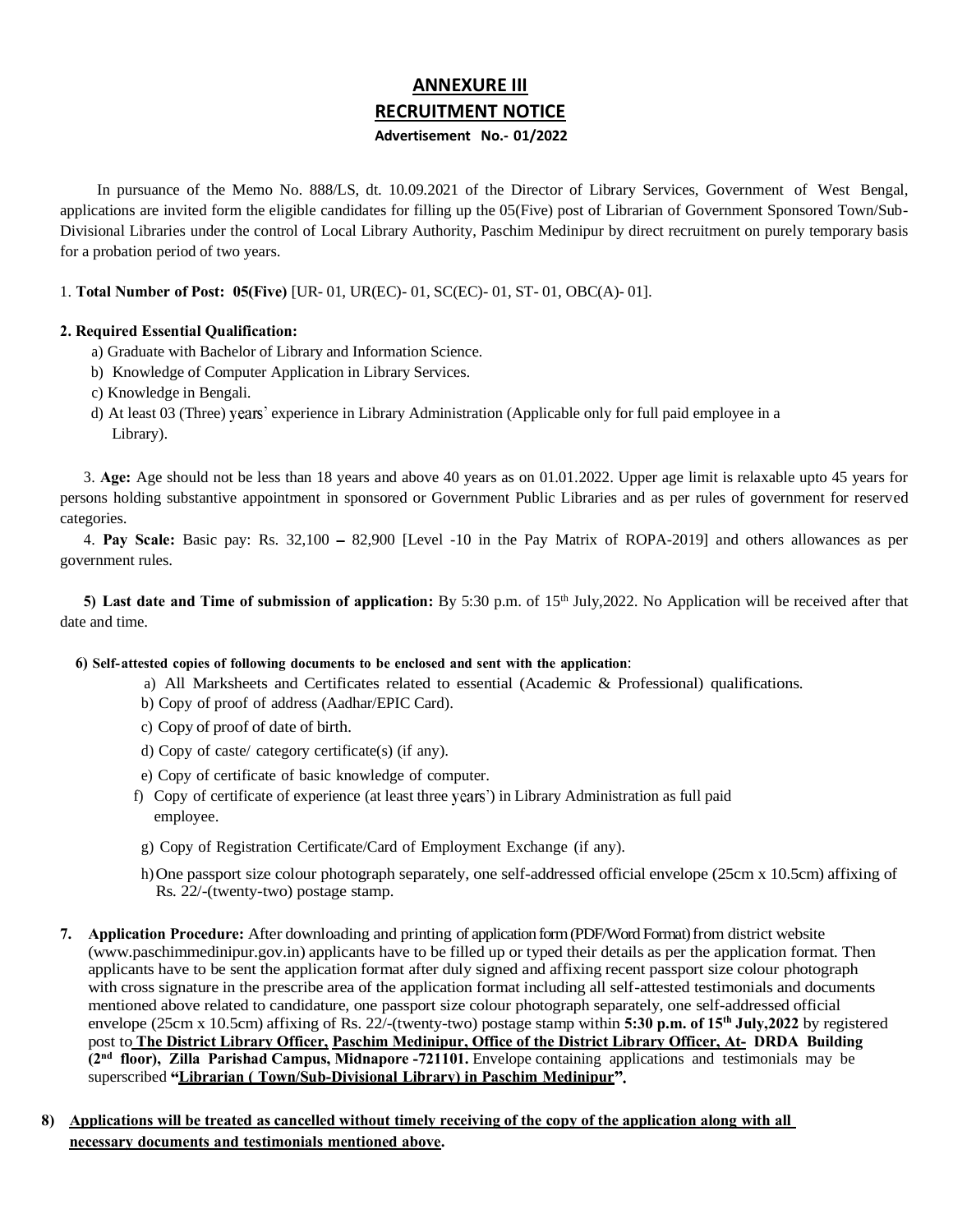# ANNEXURE III

## RECRUITMENT NOTICE

**Advertisement No.- 01/2022**

In pursuance of the Memo No. 888/LS, dt. 10.09.2021 of the Director of Library Services, Government of West Bengal, applications are invited form the eligible candidates for filling up the 05(Five) post of Librarian of Government Sponsored Town/Sub-Divisional Libraries under the control of Local Library Authority, Paschim Medinipur by direct recruitment on purely temporary basis for a probation period of two years.

1. **Total Number of Post: 05(Five)** [UR- 01, UR(EC)- 01, SC(EC)- 01, ST- 01, OBC(A)- 01].

**2. Required Essential Qualification:**

a) Graduate with Bachelor of Library and Information Science.

b) Knowledge of Computer Application in Library Services.

c) Knowledge in Bengali.

d) At least 03 (Three) years' experience in Library Administration (Applicable only for full paid employee in a Library).

3. **Age:** Age should not be less than 18 years and above 40 years as on 01.01.2022. Upper age limit is relaxable upto 45 years for persons holding substantive appointment in sponsored or Government Public Libraries and as per rules of government for reserved categories.

4. **Pay Scale:** Basic pay: Rs. 32,100 – 82,900 [Level -10 in the Pay Matrix of ROPA-2019] and others allowances as per government rules.

**5) Last date and Time of submission of application:** By 5:30 p.m. of 15th July,2022. No Application will be received after that date and time.

**6) Self-attested copies of following documents to be enclosed and sent with the application**:

a) All Marksheets and Certificates related to essential (Academic & Professional) qualifications.

b) Copy of proof of address (Aadhar/EPIC Card).

c) Copy of proof of date of birth.

d) Copy of caste/ category certificate(s) (if any).

e) Copy of certificate of basic knowledge of computer.

f) Copy of certificate of experience (at least three years') in Library Administration as full paid employee.

g) Copy of Registration Certificate/Card of Employment Exchange (if any).

h) One passport size colour photograph separately, one self-addressed official envelope (25cm x 10.5cm) affixing of Rs. 22/-(twenty-two) postage stamp.

**7. Application Procedure:** After downloading and printing of application form (PDF/Word Format) from district website (www.paschimmedinipur.gov.in) applicants have to be filled up or typed their details as per the application format. Then applicants have to be sent the application format after duly signed and affixing recent passport size colour photograph with cross signature in the prescribe area of the application format including all self-attested testimonials and documents mentioned above related to candidature, one passport size colour photograph separately, one self-addressed official envelope (25cm x 10.5cm) affixing of Rs. 22/-(twenty-two) postage stamp within **5:30 p.m. of 15th July,2022** by registered post to **The District Library Officer, Paschim Medinipur, Office of the District Library Officer, At- DRDA Building (2nd floor), Zilla Parishad Campus, Midnapore -721101.** Envelope containing applications and testimonials may be superscribed **"Librarian ( Town/Sub-Divisional Library) in Paschim Medinipur".**

**8) Applications will be treated as cancelled without timely receiving of the copy of the application along with all necessary documents and testimonials mentioned above.**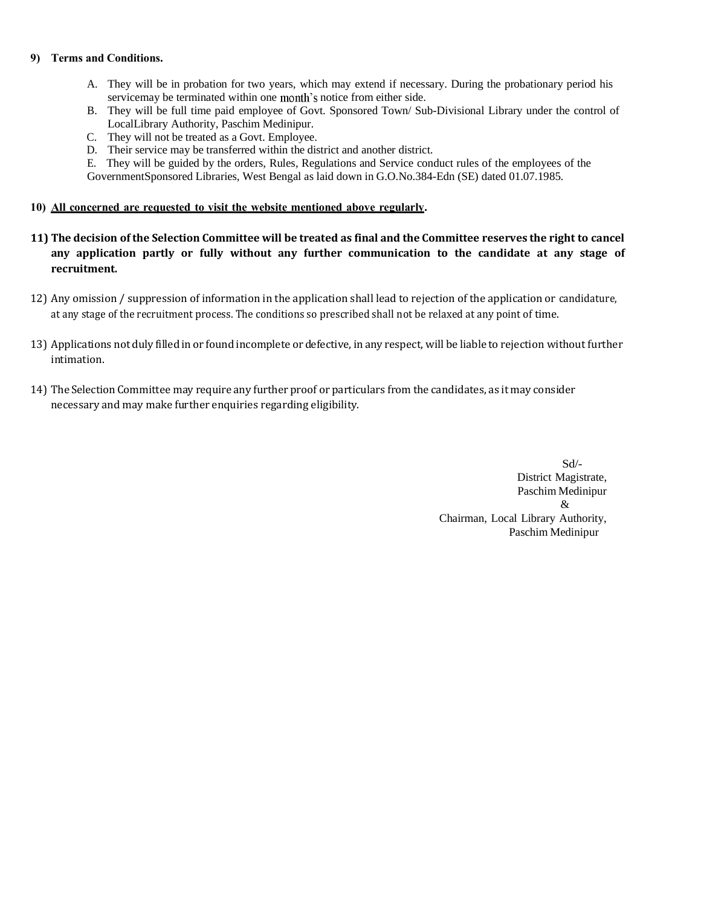**9) Terms and Conditions.**

A. They will be in probation for two years, which may extend if necessary. During the probationary period his servicemay be terminated within one month's notice from either side.
B. They will be full time paid employee of Govt. Sponsored Town/ Sub-Divisional Library under the control of LocalLibrary Authority, Paschim Medinipur.
C. They will not be treated as a Govt. Employee.
D. Their service may be transferred within the district and another district.
E. They will be guided by the orders, Rules, Regulations and Service conduct rules of the employees of the GovernmentSponsored Libraries, West Bengal as laid down in G.O.No.384-Edn (SE) dated 01.07.1985.

**10) <u>All concerned are requested to visit the website mentioned above regularly</u>.**

**11) The decision of the Selection Committee will be treated as final and the Committee reserves the right to cancel any application partly or fully without any further communication to the candidate at any stage of recruitment.**

12) Any omission / suppression of information in the application shall lead to rejection of the application or candidature, at any stage of the recruitment process. The conditions so prescribed shall not be relaxed at any point of time.

13) Applications not duly filled in or found incomplete or defective, in any respect, will be liable to rejection without further intimation.

14) The Selection Committee may require any further proof or particulars from the candidates, as it may consider necessary and may make further enquiries regarding eligibility.

Sd/-
District Magistrate,
Paschim Medinipur
&
Chairman, Local Library Authority,
Paschim Medinipur